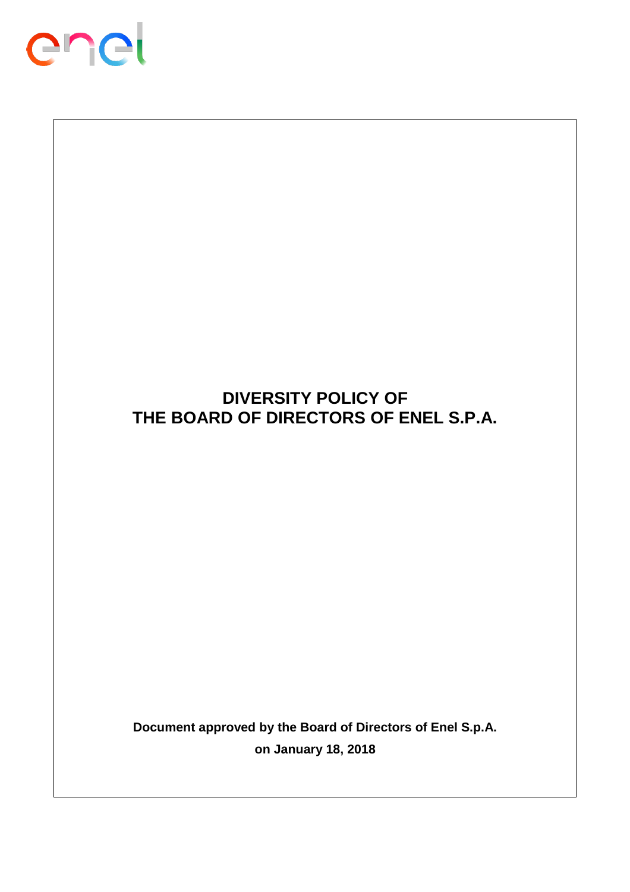enel

# DIVERSITY POLICY OF THE BOARD OF DIRECTORS OF ENEL S.P.A.

**Document approved by the Board of Directors of Enel S.p.A.**

**on January 18, 2018**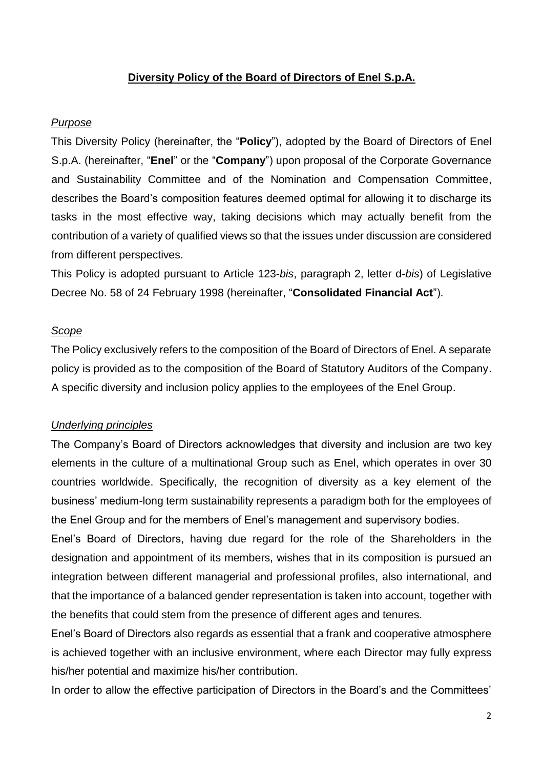# **Diversity Policy of the Board of Directors of Enel S.p.A.**

*Purpose*

This Diversity Policy (hereinafter, the "**Policy**"), adopted by the Board of Directors of Enel S.p.A. (hereinafter, "**Enel**" or the "**Company**") upon proposal of the Corporate Governance and Sustainability Committee and of the Nomination and Compensation Committee, describes the Board's composition features deemed optimal for allowing it to discharge its tasks in the most effective way, taking decisions which may actually benefit from the contribution of a variety of qualified views so that the issues under discussion are considered from different perspectives.

This Policy is adopted pursuant to Article 123-*bis*, paragraph 2, letter d-*bis*) of Legislative Decree No. 58 of 24 February 1998 (hereinafter, "**Consolidated Financial Act**").

*Scope*

The Policy exclusively refers to the composition of the Board of Directors of Enel. A separate policy is provided as to the composition of the Board of Statutory Auditors of the Company. A specific diversity and inclusion policy applies to the employees of the Enel Group.

*Underlying principles*

The Company's Board of Directors acknowledges that diversity and inclusion are two key elements in the culture of a multinational Group such as Enel, which operates in over 30 countries worldwide. Specifically, the recognition of diversity as a key element of the business' medium-long term sustainability represents a paradigm both for the employees of the Enel Group and for the members of Enel's management and supervisory bodies.

Enel's Board of Directors, having due regard for the role of the Shareholders in the designation and appointment of its members, wishes that in its composition is pursued an integration between different managerial and professional profiles, also international, and that the importance of a balanced gender representation is taken into account, together with the benefits that could stem from the presence of different ages and tenures.

Enel's Board of Directors also regards as essential that a frank and cooperative atmosphere is achieved together with an inclusive environment, where each Director may fully express his/her potential and maximize his/her contribution.

In order to allow the effective participation of Directors in the Board's and the Committees'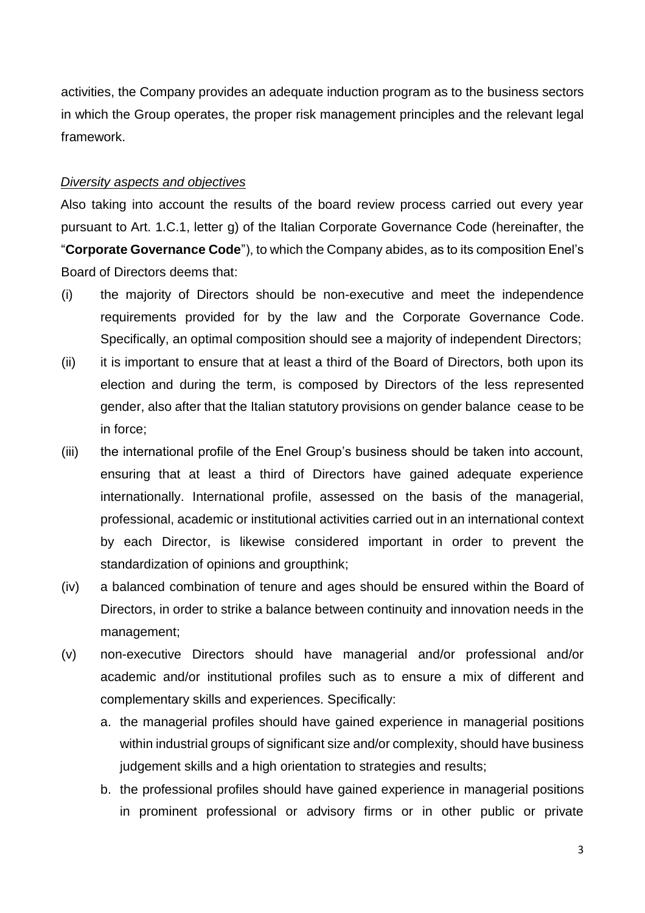activities, the Company provides an adequate induction program as to the business sectors in which the Group operates, the proper risk management principles and the relevant legal framework.

*Diversity aspects and objectives*

Also taking into account the results of the board review process carried out every year pursuant to Art. 1.C.1, letter g) of the Italian Corporate Governance Code (hereinafter, the "**Corporate Governance Code**"), to which the Company abides, as to its composition Enel's Board of Directors deems that:

(i) the majority of Directors should be non-executive and meet the independence requirements provided for by the law and the Corporate Governance Code. Specifically, an optimal composition should see a majority of independent Directors;

(ii) it is important to ensure that at least a third of the Board of Directors, both upon its election and during the term, is composed by Directors of the less represented gender, also after that the Italian statutory provisions on gender balance cease to be in force;

(iii) the international profile of the Enel Group's business should be taken into account, ensuring that at least a third of Directors have gained adequate experience internationally. International profile, assessed on the basis of the managerial, professional, academic or institutional activities carried out in an international context by each Director, is likewise considered important in order to prevent the standardization of opinions and groupthink;

(iv) a balanced combination of tenure and ages should be ensured within the Board of Directors, in order to strike a balance between continuity and innovation needs in the management;

(v) non-executive Directors should have managerial and/or professional and/or academic and/or institutional profiles such as to ensure a mix of different and complementary skills and experiences. Specifically:

  a. the managerial profiles should have gained experience in managerial positions within industrial groups of significant size and/or complexity, should have business judgement skills and a high orientation to strategies and results;

  b. the professional profiles should have gained experience in managerial positions in prominent professional or advisory firms or in other public or private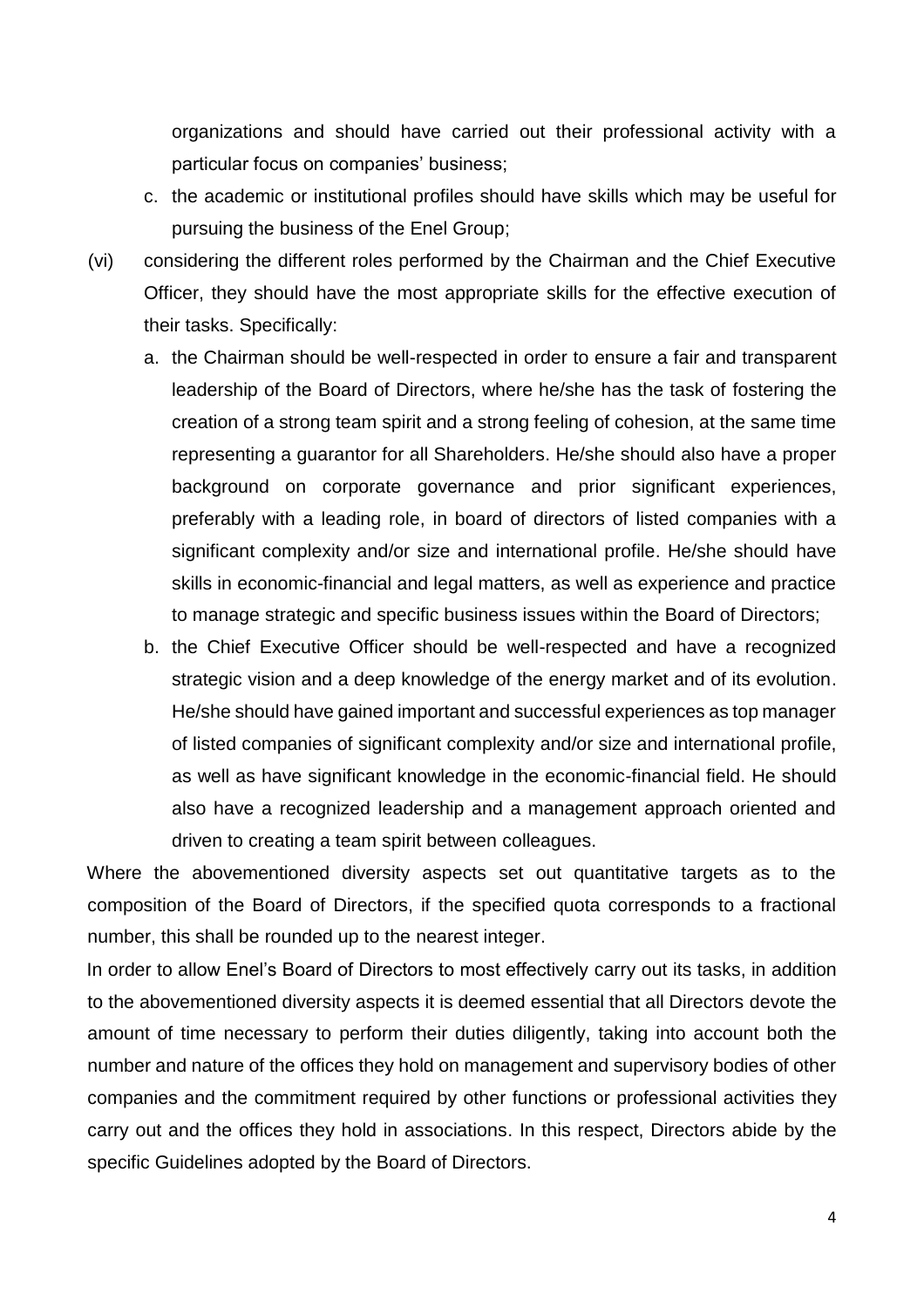organizations and should have carried out their professional activity with a particular focus on companies' business;

c. the academic or institutional profiles should have skills which may be useful for pursuing the business of the Enel Group;

(vi) considering the different roles performed by the Chairman and the Chief Executive Officer, they should have the most appropriate skills for the effective execution of their tasks. Specifically:

a. the Chairman should be well-respected in order to ensure a fair and transparent leadership of the Board of Directors, where he/she has the task of fostering the creation of a strong team spirit and a strong feeling of cohesion, at the same time representing a guarantor for all Shareholders. He/she should also have a proper background on corporate governance and prior significant experiences, preferably with a leading role, in board of directors of listed companies with a significant complexity and/or size and international profile. He/she should have skills in economic-financial and legal matters, as well as experience and practice to manage strategic and specific business issues within the Board of Directors;

b. the Chief Executive Officer should be well-respected and have a recognized strategic vision and a deep knowledge of the energy market and of its evolution. He/she should have gained important and successful experiences as top manager of listed companies of significant complexity and/or size and international profile, as well as have significant knowledge in the economic-financial field. He should also have a recognized leadership and a management approach oriented and driven to creating a team spirit between colleagues.

Where the abovementioned diversity aspects set out quantitative targets as to the composition of the Board of Directors, if the specified quota corresponds to a fractional number, this shall be rounded up to the nearest integer.

In order to allow Enel's Board of Directors to most effectively carry out its tasks, in addition to the abovementioned diversity aspects it is deemed essential that all Directors devote the amount of time necessary to perform their duties diligently, taking into account both the number and nature of the offices they hold on management and supervisory bodies of other companies and the commitment required by other functions or professional activities they carry out and the offices they hold in associations. In this respect, Directors abide by the specific Guidelines adopted by the Board of Directors.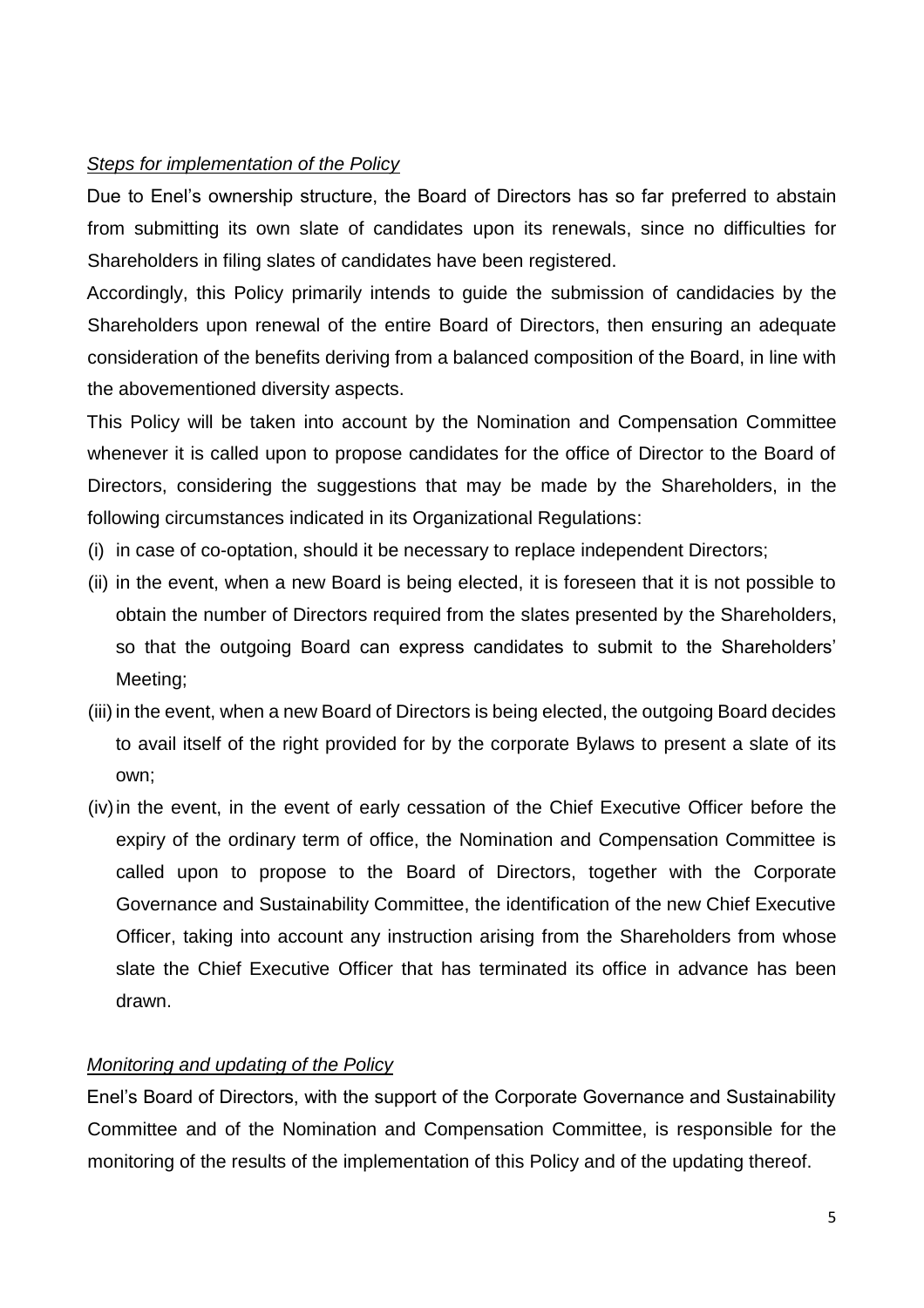*Steps for implementation of the Policy*

Due to Enel's ownership structure, the Board of Directors has so far preferred to abstain from submitting its own slate of candidates upon its renewals, since no difficulties for Shareholders in filing slates of candidates have been registered.

Accordingly, this Policy primarily intends to guide the submission of candidacies by the Shareholders upon renewal of the entire Board of Directors, then ensuring an adequate consideration of the benefits deriving from a balanced composition of the Board, in line with the abovementioned diversity aspects.

This Policy will be taken into account by the Nomination and Compensation Committee whenever it is called upon to propose candidates for the office of Director to the Board of Directors, considering the suggestions that may be made by the Shareholders, in the following circumstances indicated in its Organizational Regulations:

(i) in case of co-optation, should it be necessary to replace independent Directors;

(ii) in the event, when a new Board is being elected, it is foreseen that it is not possible to obtain the number of Directors required from the slates presented by the Shareholders, so that the outgoing Board can express candidates to submit to the Shareholders' Meeting;

(iii) in the event, when a new Board of Directors is being elected, the outgoing Board decides to avail itself of the right provided for by the corporate Bylaws to present a slate of its own;

(iv) in the event, in the event of early cessation of the Chief Executive Officer before the expiry of the ordinary term of office, the Nomination and Compensation Committee is called upon to propose to the Board of Directors, together with the Corporate Governance and Sustainability Committee, the identification of the new Chief Executive Officer, taking into account any instruction arising from the Shareholders from whose slate the Chief Executive Officer that has terminated its office in advance has been drawn.

*Monitoring and updating of the Policy*

Enel's Board of Directors, with the support of the Corporate Governance and Sustainability Committee and of the Nomination and Compensation Committee, is responsible for the monitoring of the results of the implementation of this Policy and of the updating thereof.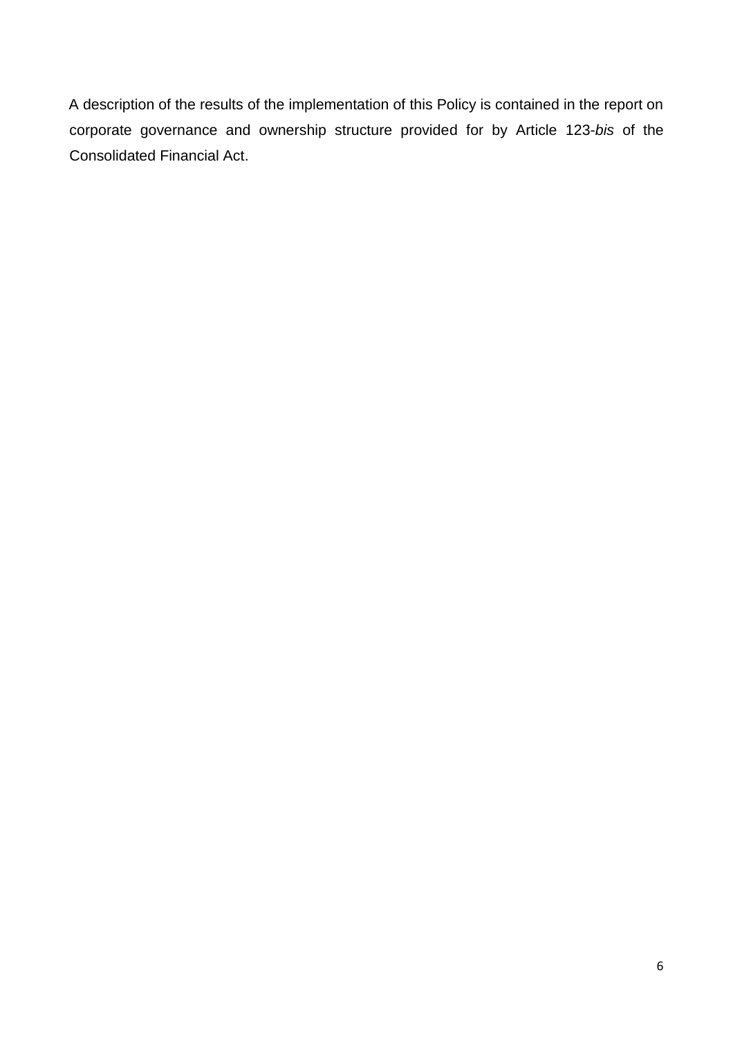A description of the results of the implementation of this Policy is contained in the report on corporate governance and ownership structure provided for by Article 123-*bis* of the Consolidated Financial Act.